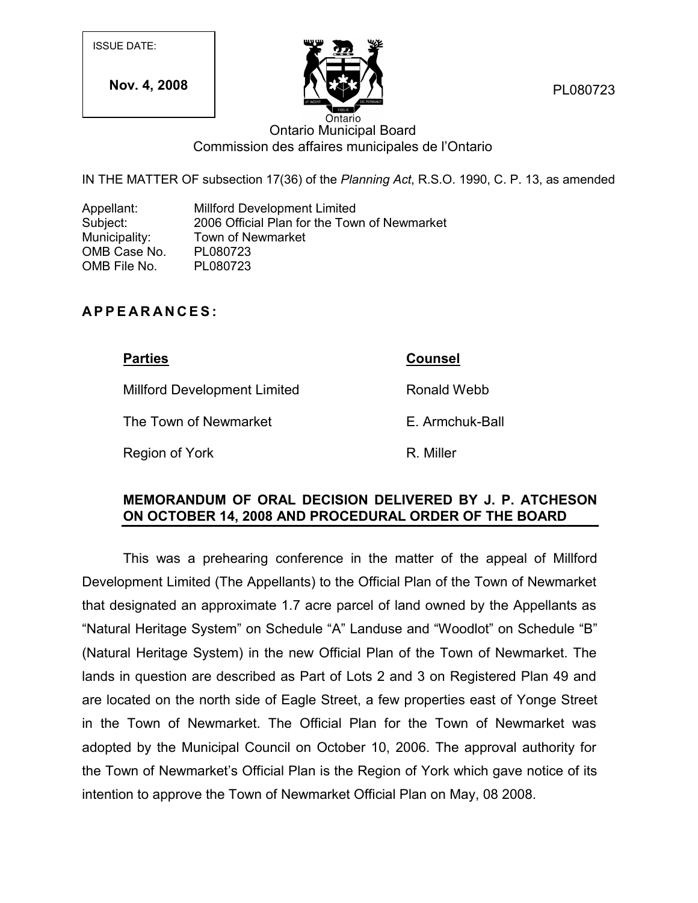ISSUE DATE:

**Nov. 4, 2008**

PL080723

Ontario

Ontario Municipal Board
Commission des affaires municipales de l'Ontario

IN THE MATTER OF subsection 17(36) of the *Planning Act*, R.S.O. 1990, C. P. 13, as amended

| | |
|---|---|
| Appellant: | Millford Development Limited |
| Subject: | 2006 Official Plan for the Town of Newmarket |
| Municipality: | Town of Newmarket |
| OMB Case No. | PL080723 |
| OMB File No. | PL080723 |

## A P P E A R A N C E S :

| **Parties** | **Counsel** |
|---|---|
| Millford Development Limited | Ronald Webb |
| The Town of Newmarket | E. Armchuk-Ball |
| Region of York | R. Miller |

## MEMORANDUM OF ORAL DECISION DELIVERED BY J. P. ATCHESON ON OCTOBER 14, 2008 AND PROCEDURAL ORDER OF THE BOARD

This was a prehearing conference in the matter of the appeal of Millford Development Limited (The Appellants) to the Official Plan of the Town of Newmarket that designated an approximate 1.7 acre parcel of land owned by the Appellants as "Natural Heritage System" on Schedule "A" Landuse and "Woodlot" on Schedule "B" (Natural Heritage System) in the new Official Plan of the Town of Newmarket. The lands in question are described as Part of Lots 2 and 3 on Registered Plan 49 and are located on the north side of Eagle Street, a few properties east of Yonge Street in the Town of Newmarket. The Official Plan for the Town of Newmarket was adopted by the Municipal Council on October 10, 2006. The approval authority for the Town of Newmarket's Official Plan is the Region of York which gave notice of its intention to approve the Town of Newmarket Official Plan on May, 08 2008.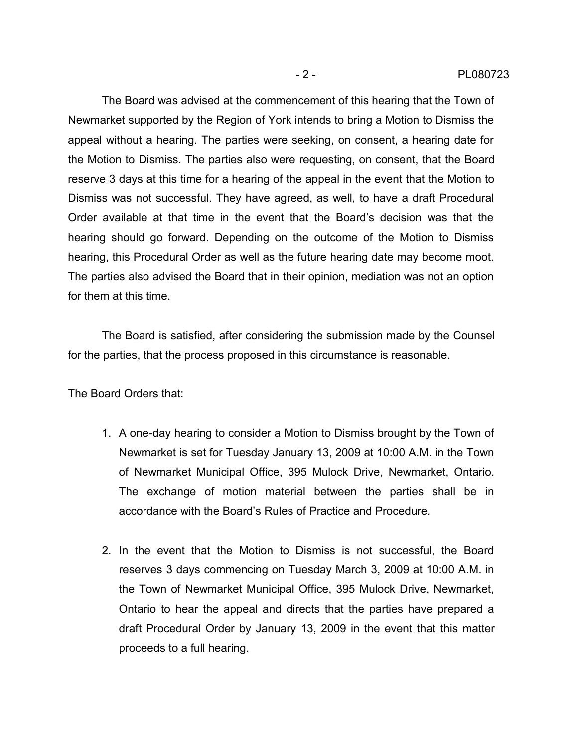The Board was advised at the commencement of this hearing that the Town of Newmarket supported by the Region of York intends to bring a Motion to Dismiss the appeal without a hearing. The parties were seeking, on consent, a hearing date for the Motion to Dismiss. The parties also were requesting, on consent, that the Board reserve 3 days at this time for a hearing of the appeal in the event that the Motion to Dismiss was not successful. They have agreed, as well, to have a draft Procedural Order available at that time in the event that the Board's decision was that the hearing should go forward. Depending on the outcome of the Motion to Dismiss hearing, this Procedural Order as well as the future hearing date may become moot. The parties also advised the Board that in their opinion, mediation was not an option for them at this time.

The Board is satisfied, after considering the submission made by the Counsel for the parties, that the process proposed in this circumstance is reasonable.

The Board Orders that:

1. A one-day hearing to consider a Motion to Dismiss brought by the Town of Newmarket is set for Tuesday January 13, 2009 at 10:00 A.M. in the Town of Newmarket Municipal Office, 395 Mulock Drive, Newmarket, Ontario. The exchange of motion material between the parties shall be in accordance with the Board's Rules of Practice and Procedure.

2. In the event that the Motion to Dismiss is not successful, the Board reserves 3 days commencing on Tuesday March 3, 2009 at 10:00 A.M. in the Town of Newmarket Municipal Office, 395 Mulock Drive, Newmarket, Ontario to hear the appeal and directs that the parties have prepared a draft Procedural Order by January 13, 2009 in the event that this matter proceeds to a full hearing.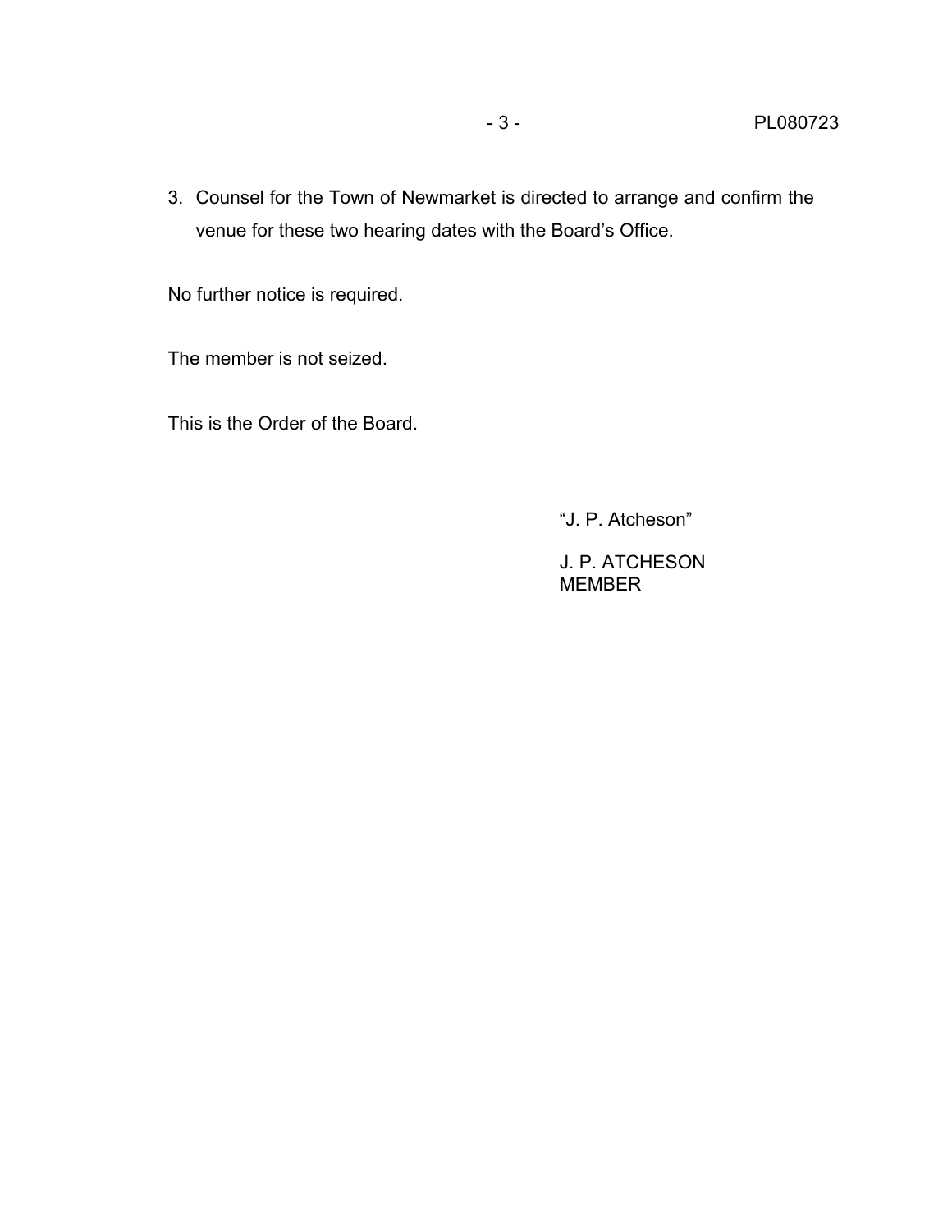3. Counsel for the Town of Newmarket is directed to arrange and confirm the venue for these two hearing dates with the Board's Office.

No further notice is required.

The member is not seized.

This is the Order of the Board.

"J. P. Atcheson"

J. P. ATCHESON
MEMBER